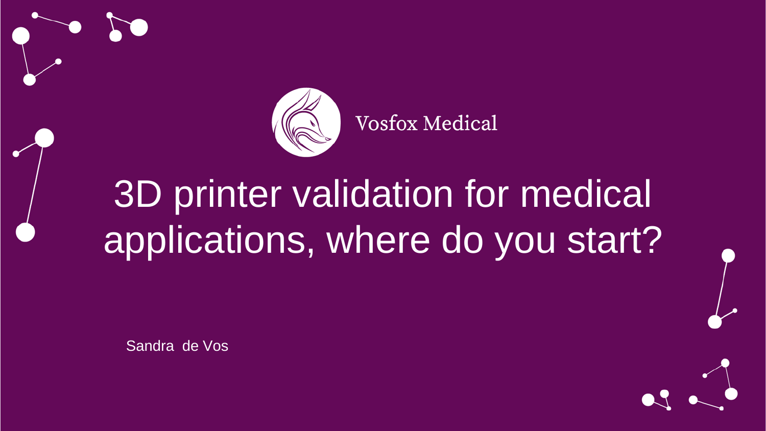Vosfox Medical

# 3D printer validation for medical applications, where do you start?

Sandra de Vos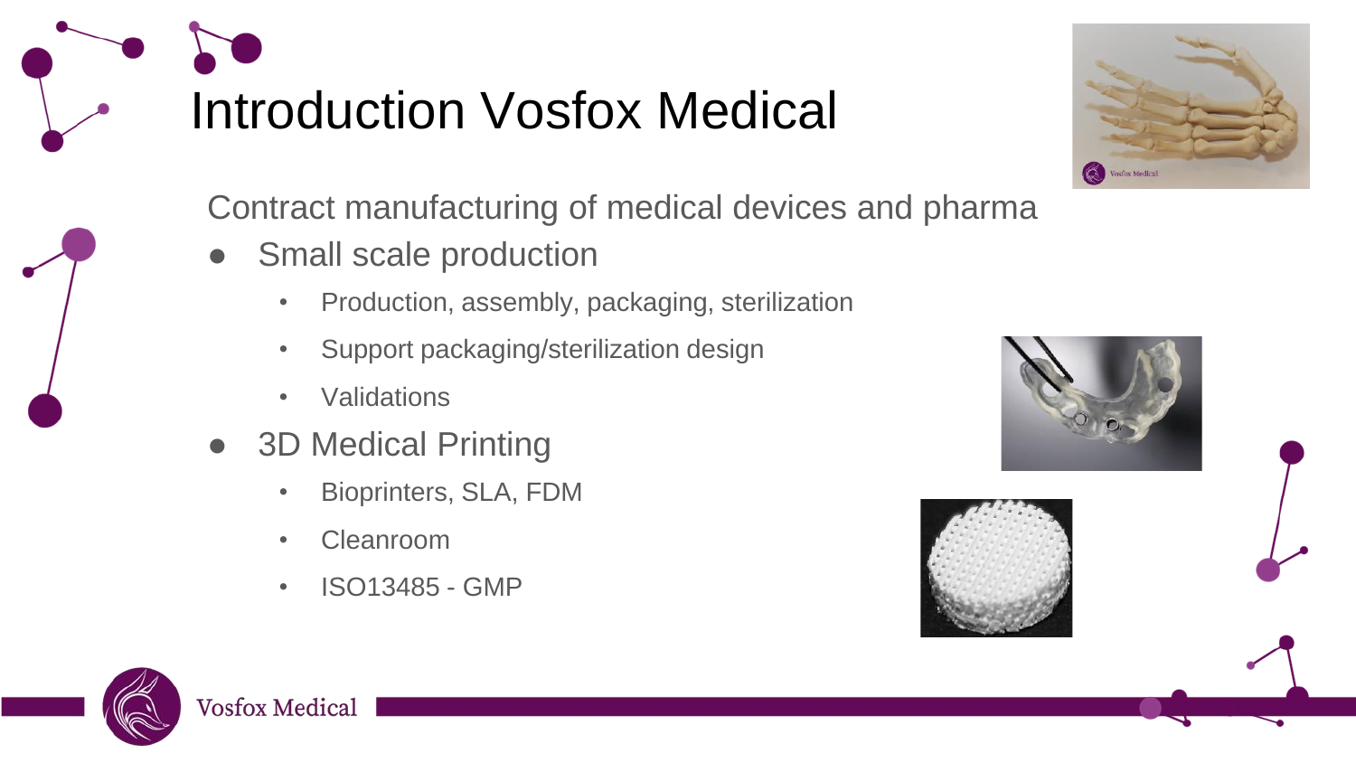# Introduction Vosfox Medical

Contract manufacturing of medical devices and pharma

- Small scale production
  - Production, assembly, packaging, sterilization
  - Support packaging/sterilization design
  - Validations
- 3D Medical Printing
  - Bioprinters, SLA, FDM
  - Cleanroom
  - ISO13485 - GMP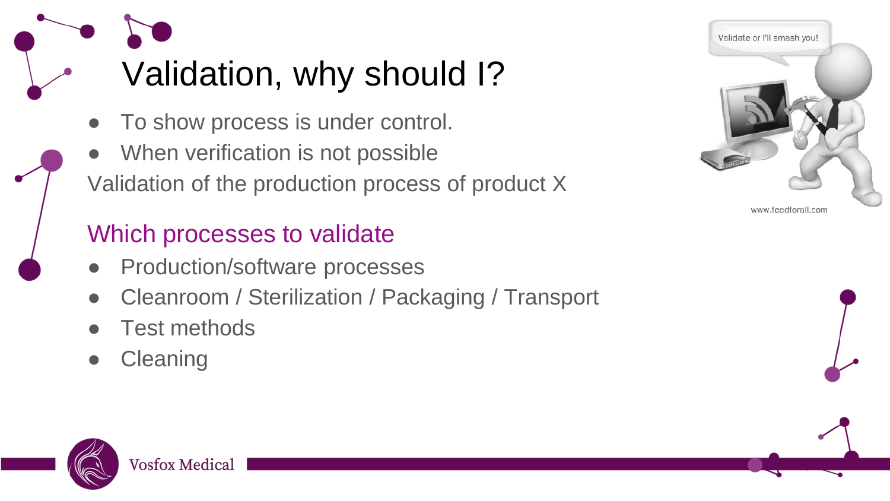# Validation, why should I?

- To show process is under control.
- When verification is not possible

Validation of the production process of product X

## Which processes to validate

- Production/software processes
- Cleanroom / Sterilization / Packaging / Transport
- Test methods
- Cleaning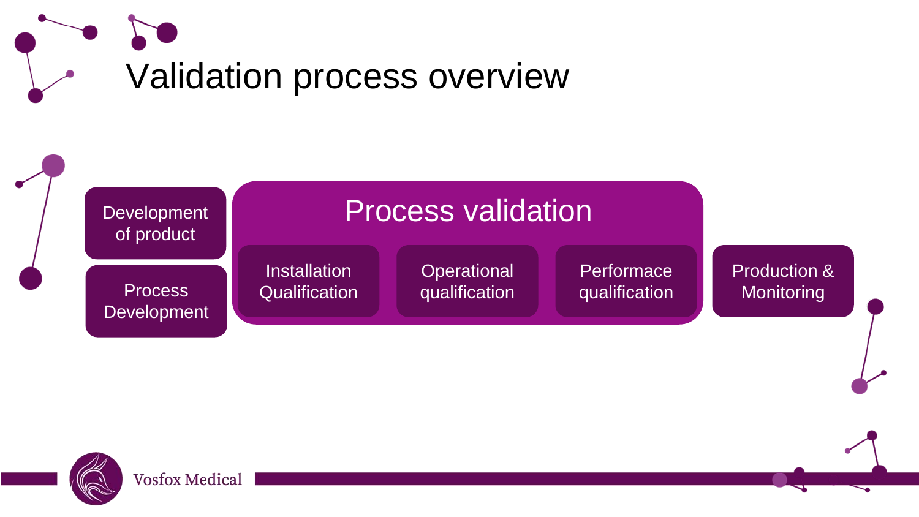# Validation process overview

- Development of product
- Process Development

## Process validation

- Installation Qualification
- Operational qualification
- Performace qualification

- Production & Monitoring

Vosfox Medical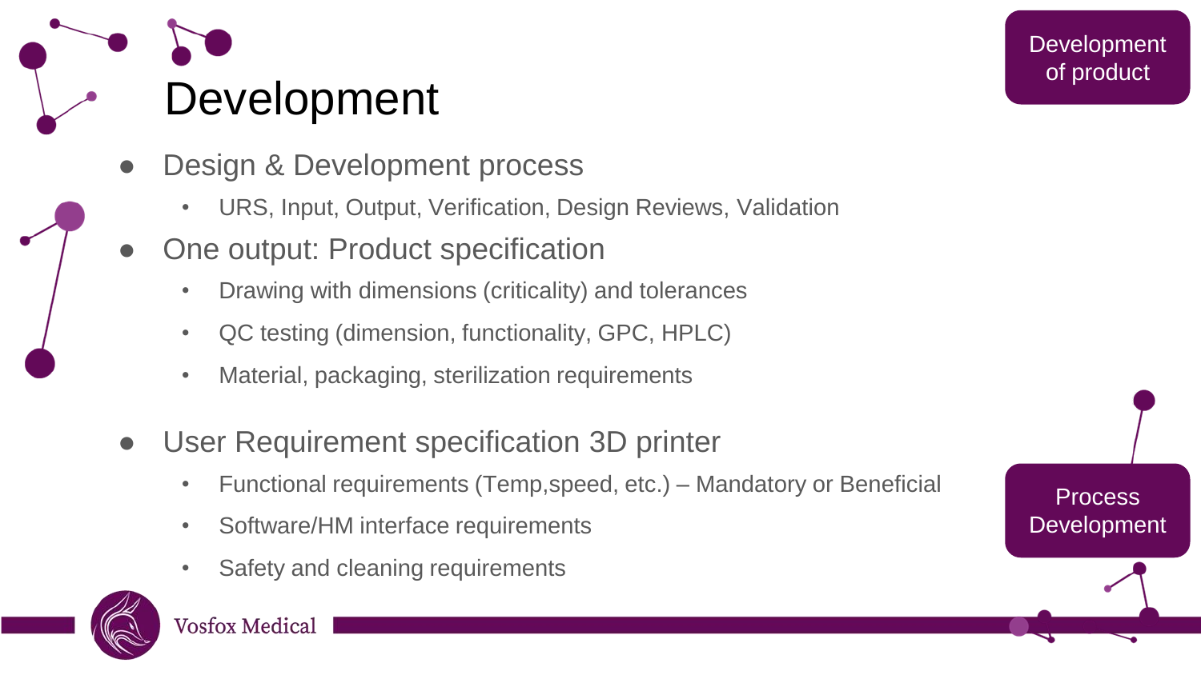# Development

Development of product

- Design & Development process
  - URS, Input, Output, Verification, Design Reviews, Validation
- One output: Product specification
  - Drawing with dimensions (criticality) and tolerances
  - QC testing (dimension, functionality, GPC, HPLC)
  - Material, packaging, sterilization requirements
- User Requirement specification 3D printer
  - Functional requirements (Temp,speed, etc.) – Mandatory or Beneficial
  - Software/HM interface requirements
  - Safety and cleaning requirements

Process Development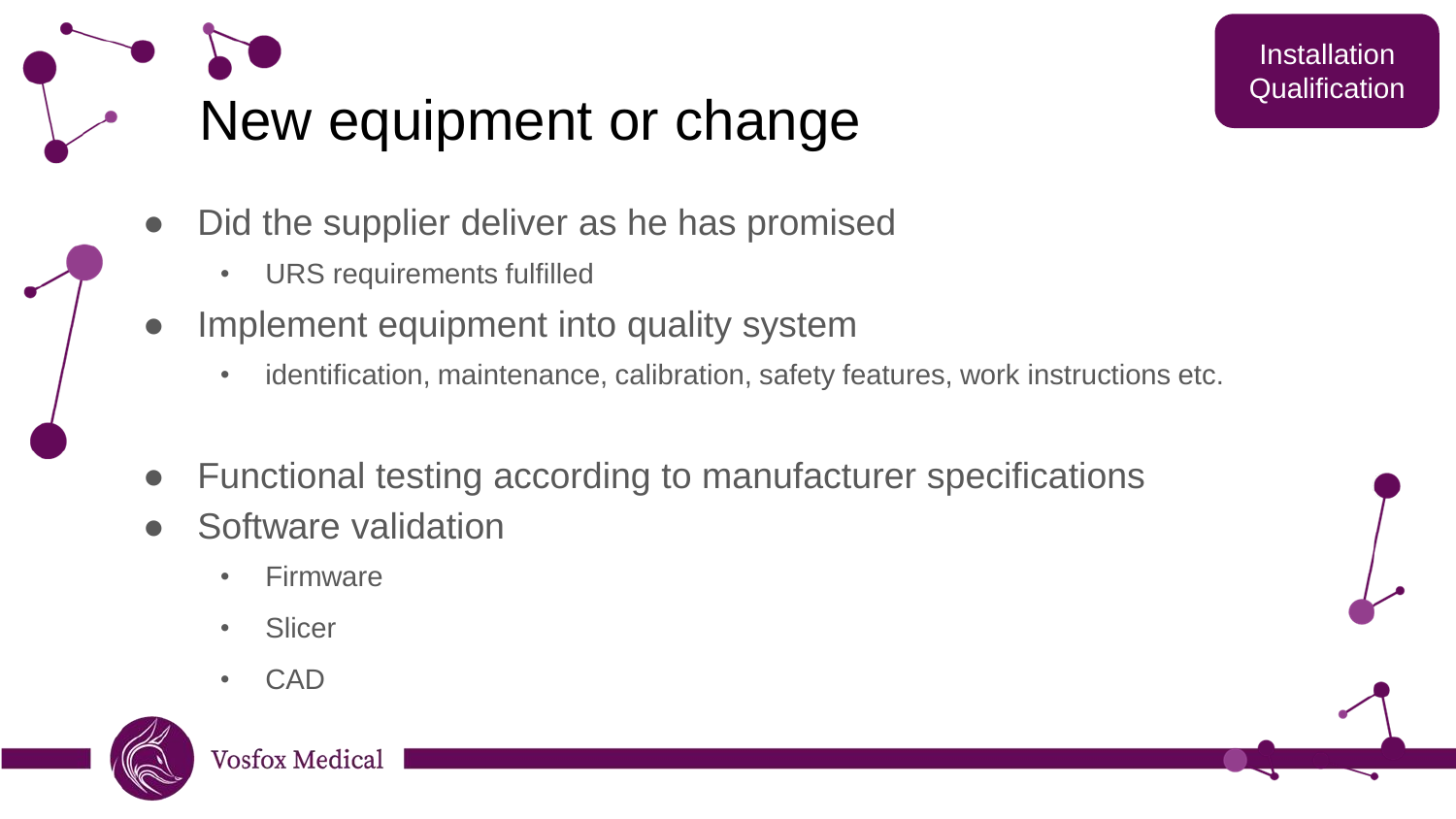# New equipment or change

Installation Qualification

- Did the supplier deliver as he has promised
  - URS requirements fulfilled
- Implement equipment into quality system
  - identification, maintenance, calibration, safety features, work instructions etc.
- Functional testing according to manufacturer specifications
- Software validation
  - Firmware
  - Slicer
  - CAD

Vosfox Medical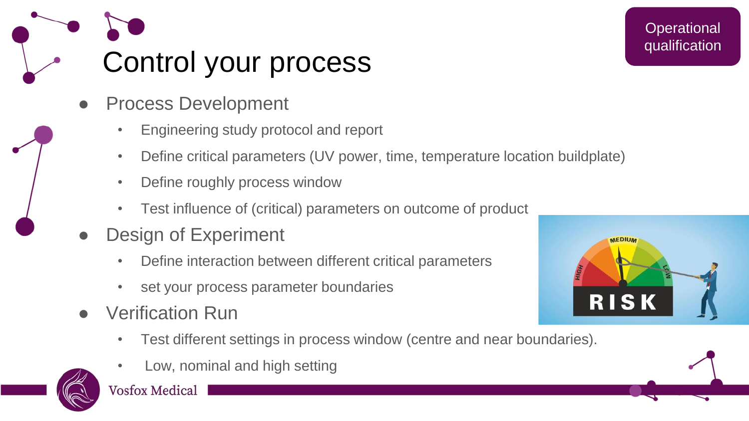Operational qualification

# Control your process

- Process Development
  - Engineering study protocol and report
  - Define critical parameters (UV power, time, temperature location buildplate)
  - Define roughly process window
  - Test influence of (critical) parameters on outcome of product
- Design of Experiment
  - Define interaction between different critical parameters
  - set your process parameter boundaries
- Verification Run
  - Test different settings in process window (centre and near boundaries).
  - Low, nominal and high setting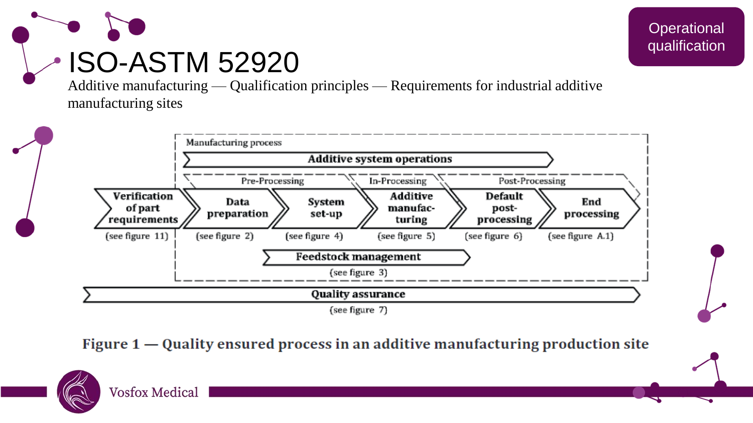Operational qualification

# ISO-ASTM 52920

Additive manufacturing — Qualification principles — Requirements for industrial additive manufacturing sites

Manufacturing process

**Additive system operations**

Pre-Processing | In-Processing | Post-Processing

**Verification of part requirements** (see figure 11)

**Data preparation** (see figure 2)

**System set-up** (see figure 4)

**Additive manufacturing** (see figure 5)

**Default post-processing** (see figure 6)

**End processing** (see figure A.1)

**Feedstock management** (see figure 3)

**Quality assurance** (see figure 7)

**Figure 1 — Quality ensured process in an additive manufacturing production site**

Vosfox Medical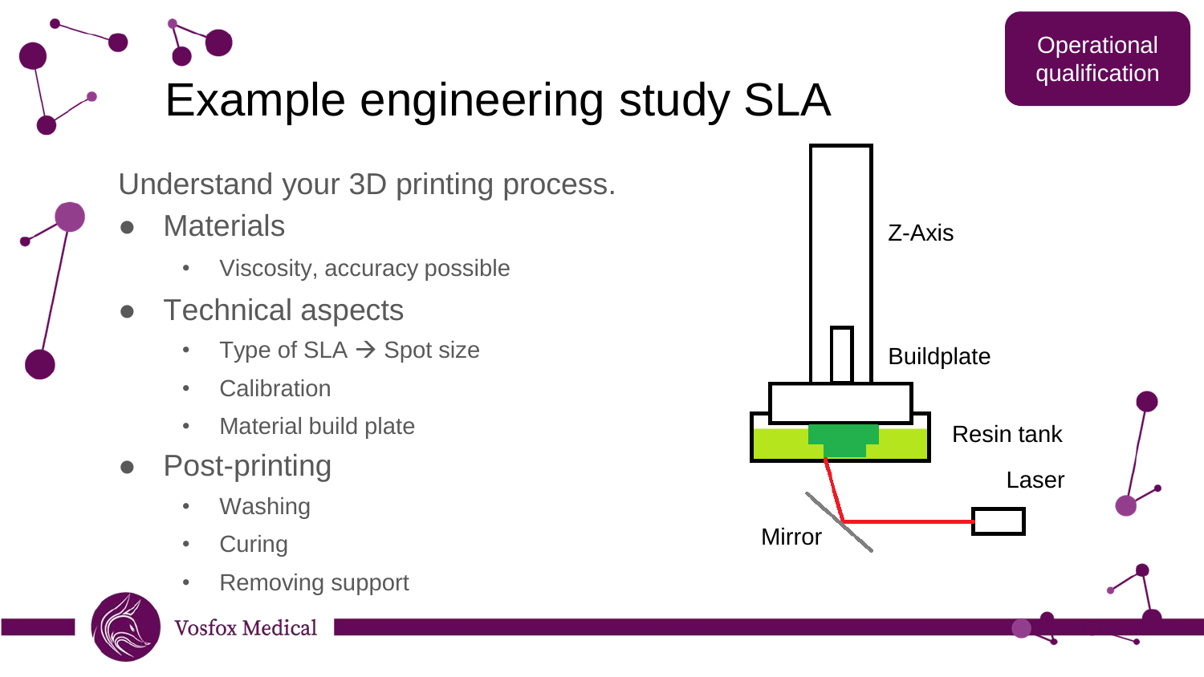# Example engineering study SLA

Operational qualification

Understand your 3D printing process.

- Materials
  - Viscosity, accuracy possible
- Technical aspects
  - Type of SLA → Spot size
  - Calibration
  - Material build plate
- Post-printing
  - Washing
  - Curing
  - Removing support

Z-Axis

Buildplate

Resin tank

Laser

Mirror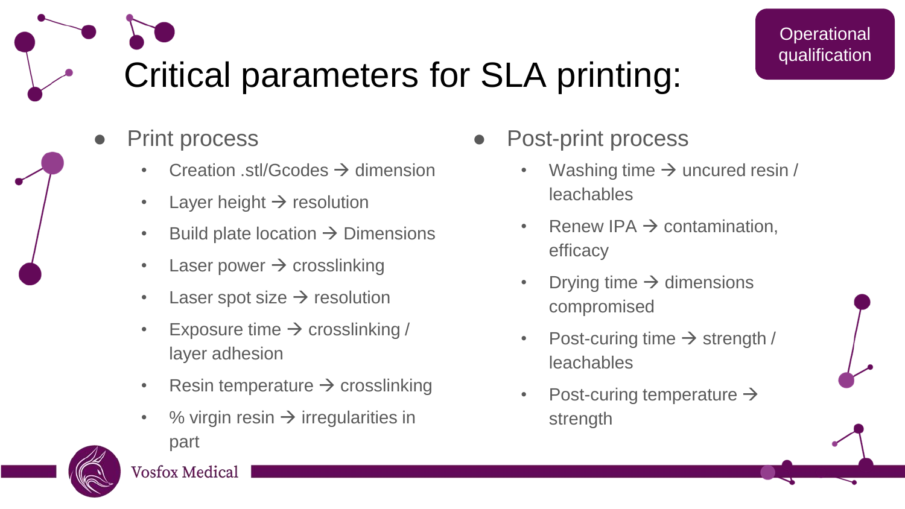Operational qualification

# Critical parameters for SLA printing:

- Print process
  - Creation .stl/Gcodes → dimension
  - Layer height → resolution
  - Build plate location → Dimensions
  - Laser power → crosslinking
  - Laser spot size → resolution
  - Exposure time → crosslinking / layer adhesion
  - Resin temperature → crosslinking
  - % virgin resin → irregularities in part
- Post-print process
  - Washing time → uncured resin / leachables
  - Renew IPA → contamination, efficacy
  - Drying time → dimensions compromised
  - Post-curing time → strength / leachables
  - Post-curing temperature → strength

Vosfox Medical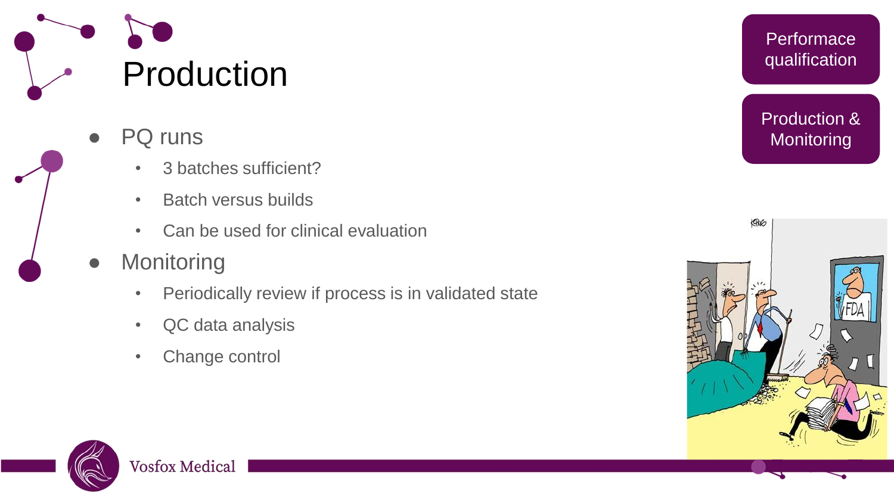# Production

- PQ runs
  - 3 batches sufficient?
  - Batch versus builds
  - Can be used for clinical evaluation
- Monitoring
  - Periodically review if process is in validated state
  - QC data analysis
  - Change control

Performace qualification

Production & Monitoring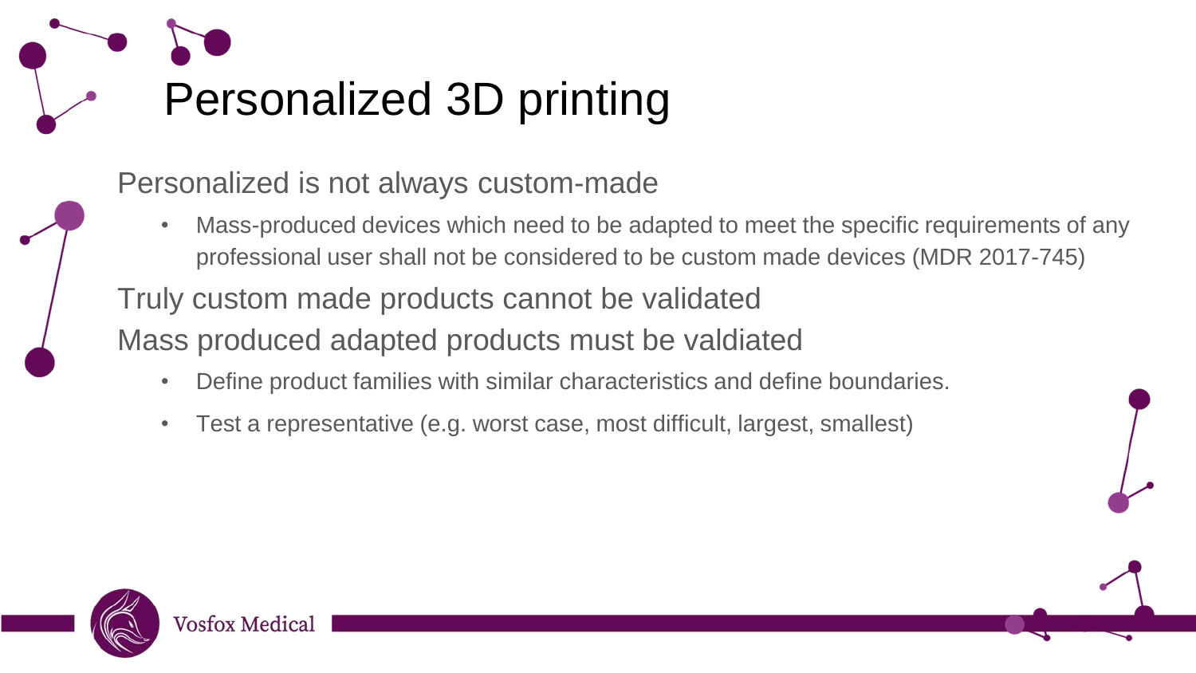# Personalized 3D printing

Personalized is not always custom-made

- Mass-produced devices which need to be adapted to meet the specific requirements of any professional user shall not be considered to be custom made devices (MDR 2017-745)

Truly custom made products cannot be validated

Mass produced adapted products must be valdiated

- Define product families with similar characteristics and define boundaries.
- Test a representative (e.g. worst case, most difficult, largest, smallest)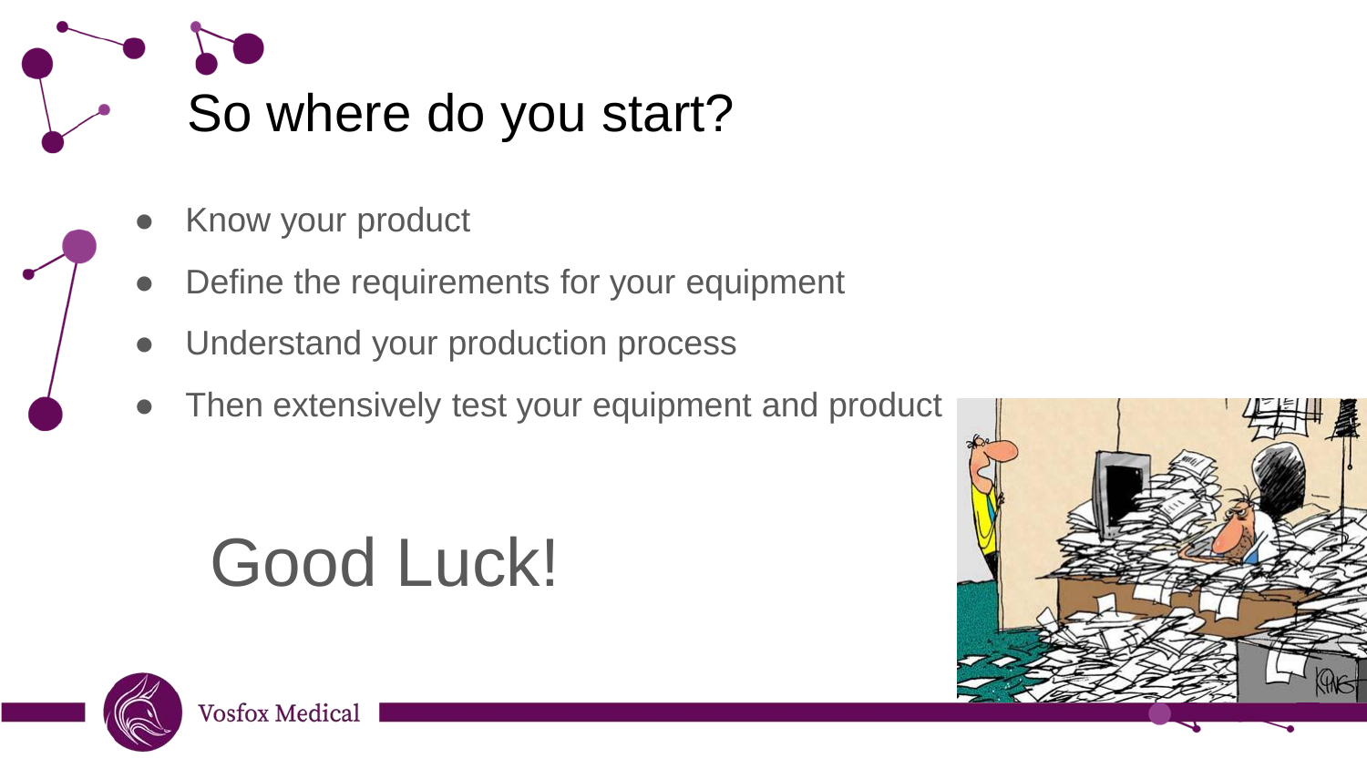# So where do you start?

- Know your product
- Define the requirements for your equipment
- Understand your production process
- Then extensively test your equipment and product

Good Luck!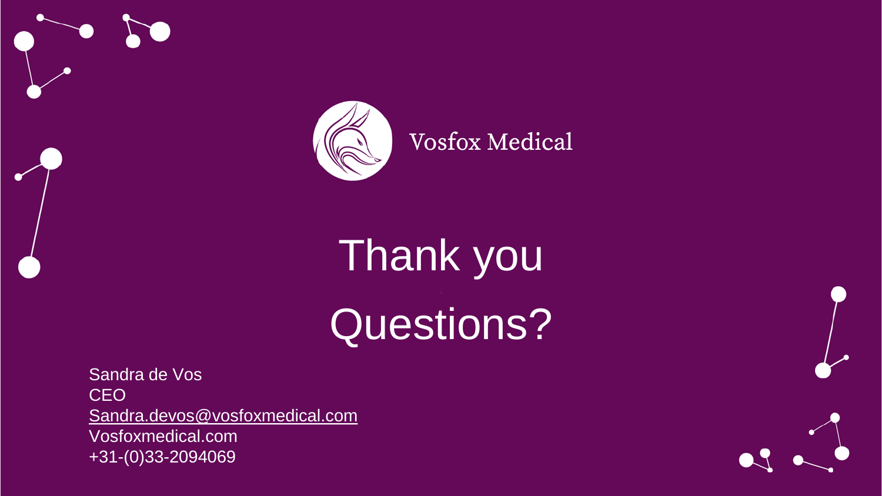Vosfox Medical

# Thank you

# Questions?

Sandra de Vos
CEO
Sandra.devos@vosfoxmedical.com
Vosfoxmedical.com
+31-(0)33-2094069